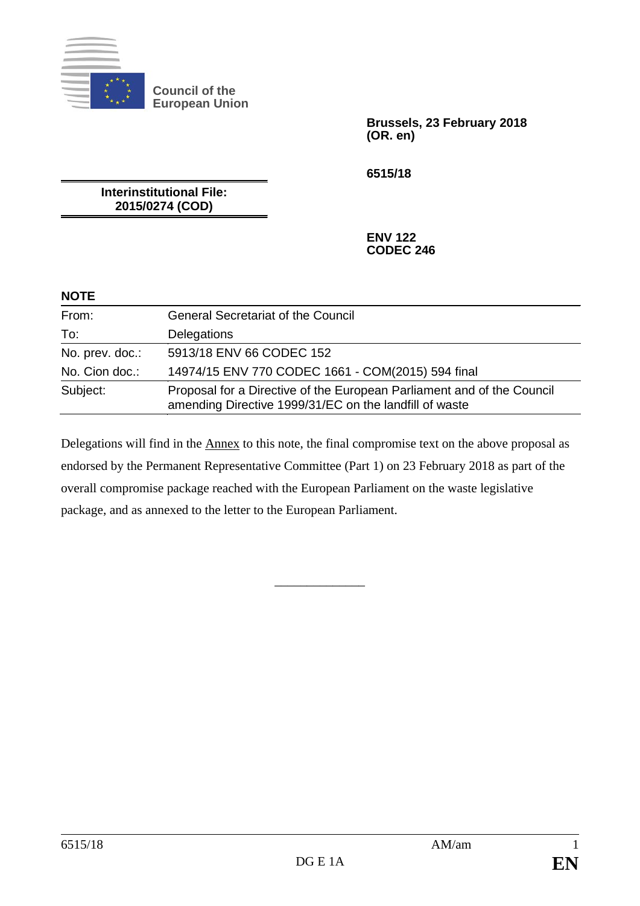**Council of the European Union**

**Brussels, 23 February 2018 (OR. en)**

**6515/18**

**Interinstitutional File: 2015/0274 (COD)**

**ENV 122**
**CODEC 246**

**NOTE**

| | |
|---|---|
| From: | General Secretariat of the Council |
| To: | Delegations |
| No. prev. doc.: | 5913/18 ENV 66 CODEC 152 |
| No. Cion doc.: | 14974/15 ENV 770 CODEC 1661 - COM(2015) 594 final |
| Subject: | Proposal for a Directive of the European Parliament and of the Council amending Directive 1999/31/EC on the landfill of waste |

Delegations will find in the Annex to this note, the final compromise text on the above proposal as endorsed by the Permanent Representative Committee (Part 1) on 23 February 2018 as part of the overall compromise package reached with the European Parliament on the waste legislative package, and as annexed to the letter to the European Parliament.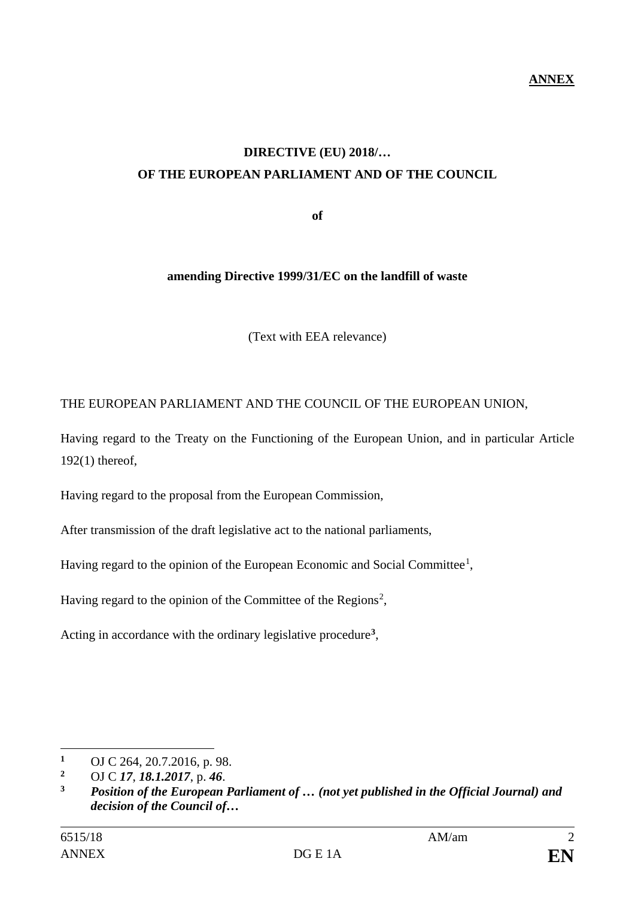**ANNEX**

**DIRECTIVE (EU) 2018/…**
**OF THE EUROPEAN PARLIAMENT AND OF THE COUNCIL**

**of**

**amending Directive 1999/31/EC on the landfill of waste**

(Text with EEA relevance)

THE EUROPEAN PARLIAMENT AND THE COUNCIL OF THE EUROPEAN UNION,

Having regard to the Treaty on the Functioning of the European Union, and in particular Article 192(1) thereof,

Having regard to the proposal from the European Commission,

After transmission of the draft legislative act to the national parliaments,

Having regard to the opinion of the European Economic and Social Committee[1],

Having regard to the opinion of the Committee of the Regions[2],

Acting in accordance with the ordinary legislative procedure[3],

---

[1] OJ C 264, 20.7.2016, p. 98.

[2] OJ C ***17***, ***18.1.2017***, p. ***46***.

[3] ***Position of the European Parliament of … (not yet published in the Official Journal) and decision of the Council of…***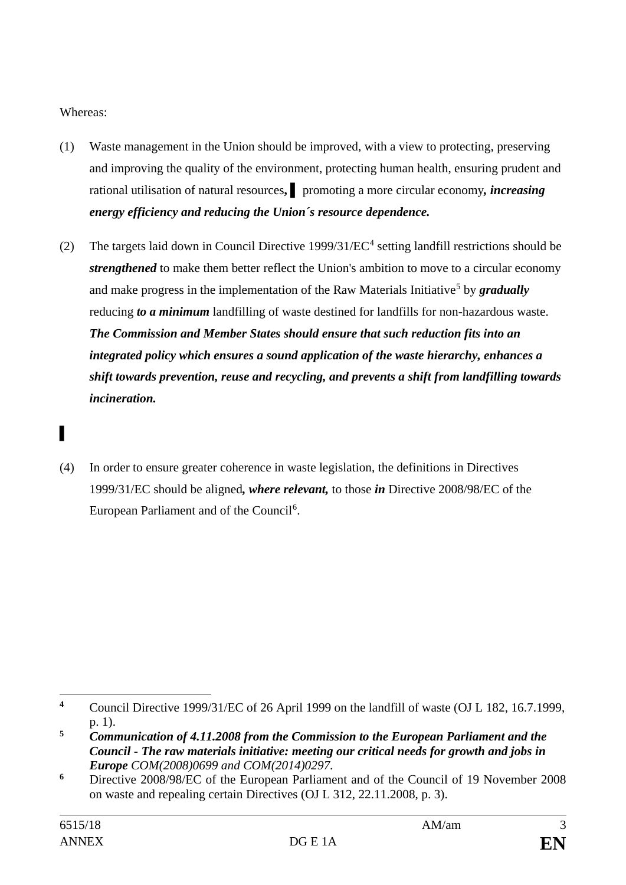Whereas:

(1) Waste management in the Union should be improved, with a view to protecting, preserving and improving the quality of the environment, protecting human health, ensuring prudent and rational utilisation of natural resources**,** ▌ promoting a more circular economy***, increasing energy efficiency and reducing the Union´s resource dependence.***

(2) The targets laid down in Council Directive 1999/31/EC[4] setting landfill restrictions should be ***strengthened*** to make them better reflect the Union's ambition to move to a circular economy and make progress in the implementation of the Raw Materials Initiative[5] by ***gradually*** reducing ***to a minimum*** landfilling of waste destined for landfills for non-hazardous waste. ***The Commission and Member States should ensure that such reduction fits into an integrated policy which ensures a sound application of the waste hierarchy, enhances a shift towards prevention, reuse and recycling, and prevents a shift from landfilling towards incineration.***

▌

(4) In order to ensure greater coherence in waste legislation, the definitions in Directives 1999/31/EC should be aligned***, where relevant,*** to those ***in*** Directive 2008/98/EC of the European Parliament and of the Council[6].

---

[4] Council Directive 1999/31/EC of 26 April 1999 on the landfill of waste (OJ L 182, 16.7.1999, p. 1).

[5] ***Communication of 4.11.2008 from the Commission to the European Parliament and the Council - The raw materials initiative: meeting our critical needs for growth and jobs in Europe*** *COM(2008)0699 and COM(2014)0297.*

[6] Directive 2008/98/EC of the European Parliament and of the Council of 19 November 2008 on waste and repealing certain Directives (OJ L 312, 22.11.2008, p. 3).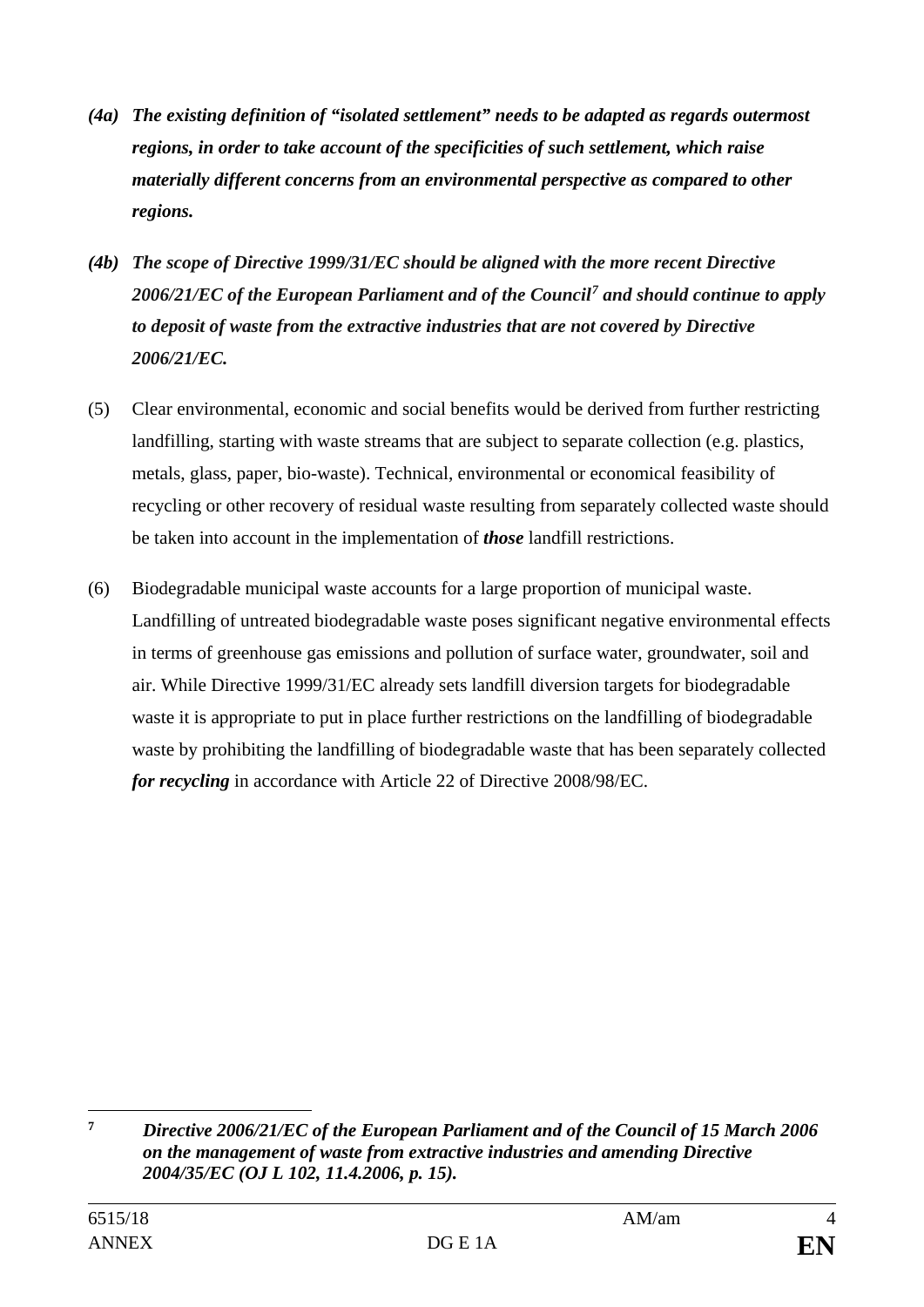*(4a)* ***The existing definition of "isolated settlement" needs to be adapted as regards outermost regions, in order to take account of the specificities of such settlement, which raise materially different concerns from an environmental perspective as compared to other regions.***

*(4b)* ***The scope of Directive 1999/31/EC should be aligned with the more recent Directive 2006/21/EC of the European Parliament and of the Council[7] and should continue to apply to deposit of waste from the extractive industries that are not covered by Directive 2006/21/EC.***

(5) Clear environmental, economic and social benefits would be derived from further restricting landfilling, starting with waste streams that are subject to separate collection (e.g. plastics, metals, glass, paper, bio-waste). Technical, environmental or economical feasibility of recycling or other recovery of residual waste resulting from separately collected waste should be taken into account in the implementation of ***those*** landfill restrictions.

(6) Biodegradable municipal waste accounts for a large proportion of municipal waste. Landfilling of untreated biodegradable waste poses significant negative environmental effects in terms of greenhouse gas emissions and pollution of surface water, groundwater, soil and air. While Directive 1999/31/EC already sets landfill diversion targets for biodegradable waste it is appropriate to put in place further restrictions on the landfilling of biodegradable waste by prohibiting the landfilling of biodegradable waste that has been separately collected ***for recycling*** in accordance with Article 22 of Directive 2008/98/EC.

---

[7] ***Directive 2006/21/EC of the European Parliament and of the Council of 15 March 2006 on the management of waste from extractive industries and amending Directive 2004/35/EC (OJ L 102, 11.4.2006, p. 15).***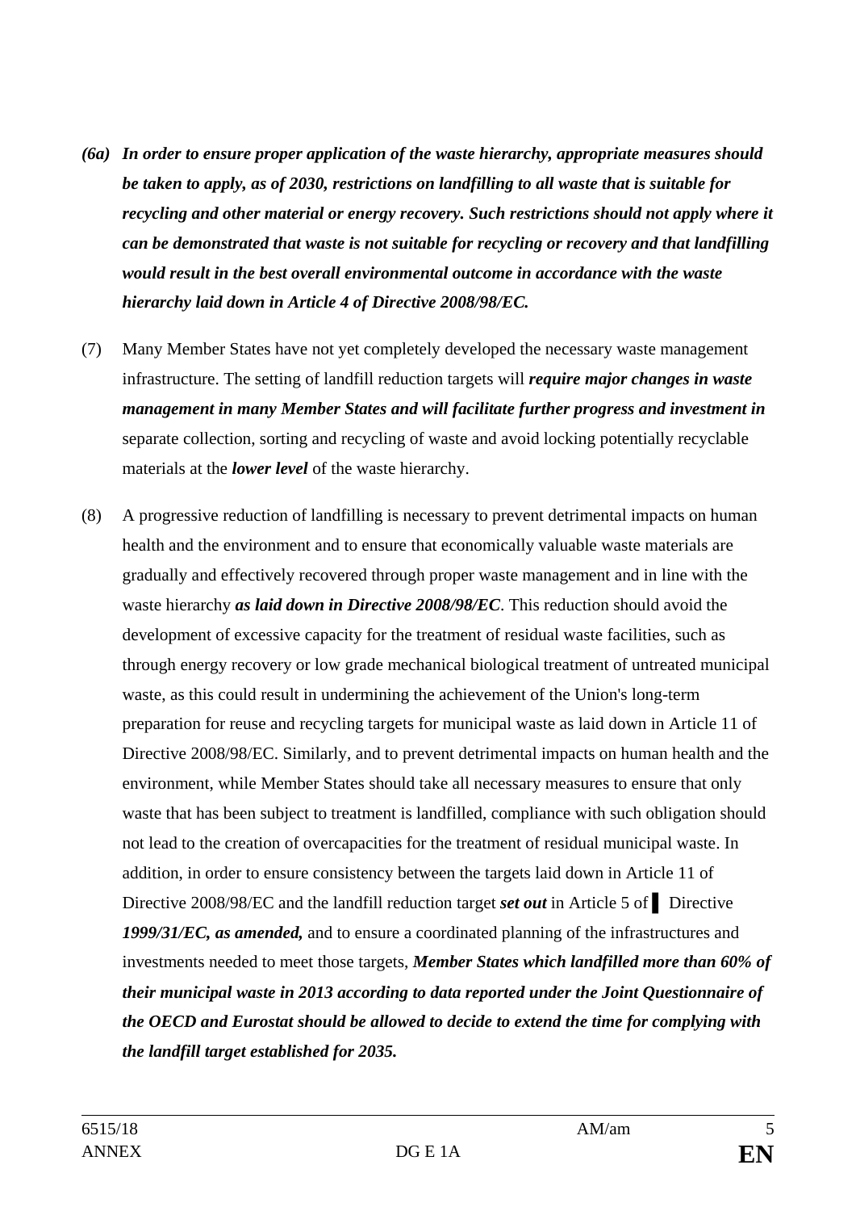***(6a) In order to ensure proper application of the waste hierarchy, appropriate measures should be taken to apply, as of 2030, restrictions on landfilling to all waste that is suitable for recycling and other material or energy recovery. Such restrictions should not apply where it can be demonstrated that waste is not suitable for recycling or recovery and that landfilling would result in the best overall environmental outcome in accordance with the waste hierarchy laid down in Article 4 of Directive 2008/98/EC.***

(7) Many Member States have not yet completely developed the necessary waste management infrastructure. The setting of landfill reduction targets will ***require major changes in waste management in many Member States and will facilitate further progress and investment in*** separate collection, sorting and recycling of waste and avoid locking potentially recyclable materials at the ***lower level*** of the waste hierarchy.

(8) A progressive reduction of landfilling is necessary to prevent detrimental impacts on human health and the environment and to ensure that economically valuable waste materials are gradually and effectively recovered through proper waste management and in line with the waste hierarchy ***as laid down in Directive 2008/98/EC***. This reduction should avoid the development of excessive capacity for the treatment of residual waste facilities, such as through energy recovery or low grade mechanical biological treatment of untreated municipal waste, as this could result in undermining the achievement of the Union's long-term preparation for reuse and recycling targets for municipal waste as laid down in Article 11 of Directive 2008/98/EC. Similarly, and to prevent detrimental impacts on human health and the environment, while Member States should take all necessary measures to ensure that only waste that has been subject to treatment is landfilled, compliance with such obligation should not lead to the creation of overcapacities for the treatment of residual municipal waste. In addition, in order to ensure consistency between the targets laid down in Article 11 of Directive 2008/98/EC and the landfill reduction target ***set out*** in Article 5 of ▌ Directive ***1999/31/EC, as amended,*** and to ensure a coordinated planning of the infrastructures and investments needed to meet those targets, ***Member States which landfilled more than 60% of their municipal waste in 2013 according to data reported under the Joint Questionnaire of the OECD and Eurostat should be allowed to decide to extend the time for complying with the landfill target established for 2035.***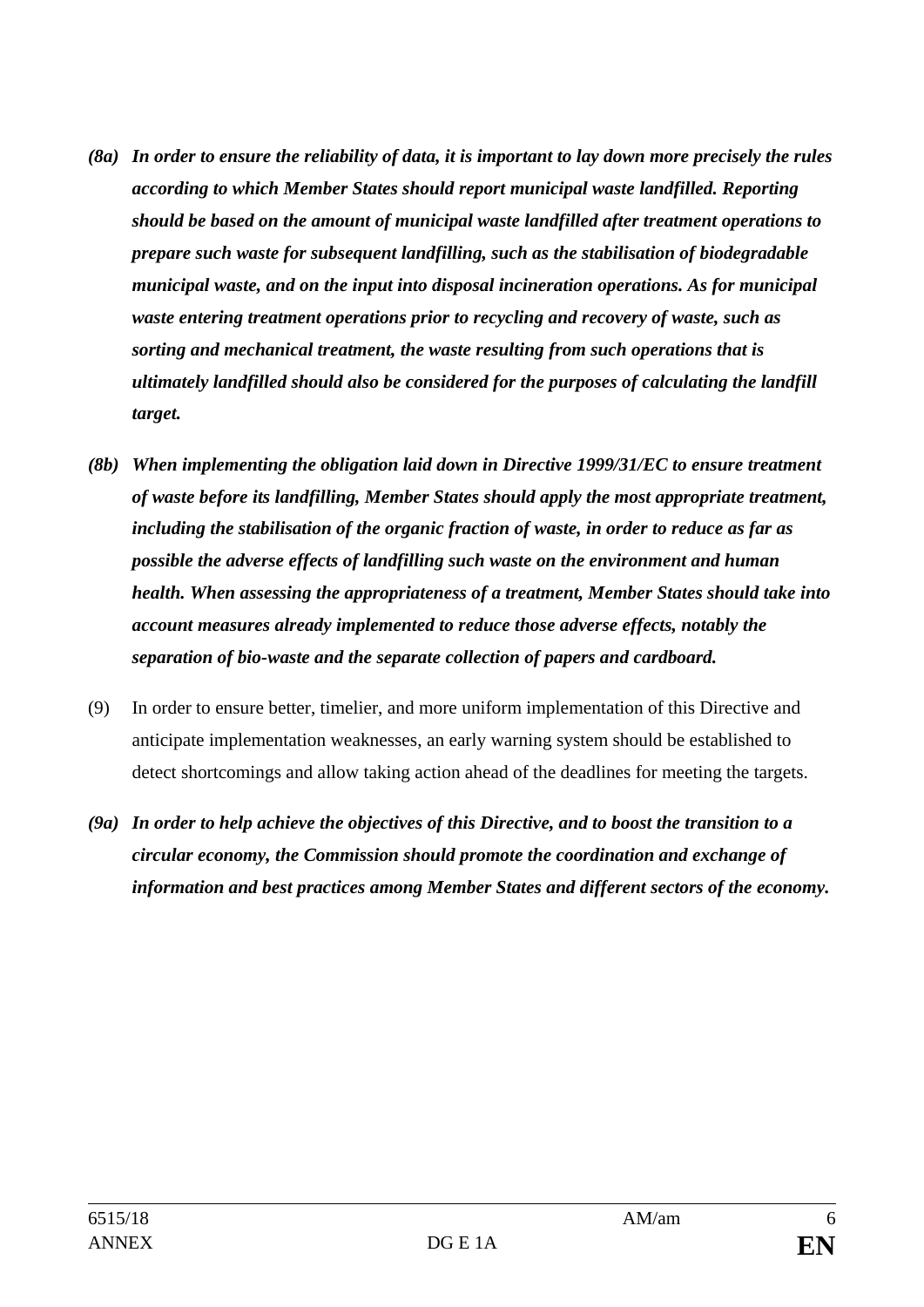***(8a) In order to ensure the reliability of data, it is important to lay down more precisely the rules according to which Member States should report municipal waste landfilled. Reporting should be based on the amount of municipal waste landfilled after treatment operations to prepare such waste for subsequent landfilling, such as the stabilisation of biodegradable municipal waste, and on the input into disposal incineration operations. As for municipal waste entering treatment operations prior to recycling and recovery of waste, such as sorting and mechanical treatment, the waste resulting from such operations that is ultimately landfilled should also be considered for the purposes of calculating the landfill target.***

***(8b) When implementing the obligation laid down in Directive 1999/31/EC to ensure treatment of waste before its landfilling, Member States should apply the most appropriate treatment, including the stabilisation of the organic fraction of waste, in order to reduce as far as possible the adverse effects of landfilling such waste on the environment and human health. When assessing the appropriateness of a treatment, Member States should take into account measures already implemented to reduce those adverse effects, notably the separation of bio-waste and the separate collection of papers and cardboard.***

(9) In order to ensure better, timelier, and more uniform implementation of this Directive and anticipate implementation weaknesses, an early warning system should be established to detect shortcomings and allow taking action ahead of the deadlines for meeting the targets.

***(9a) In order to help achieve the objectives of this Directive, and to boost the transition to a circular economy, the Commission should promote the coordination and exchange of information and best practices among Member States and different sectors of the economy.***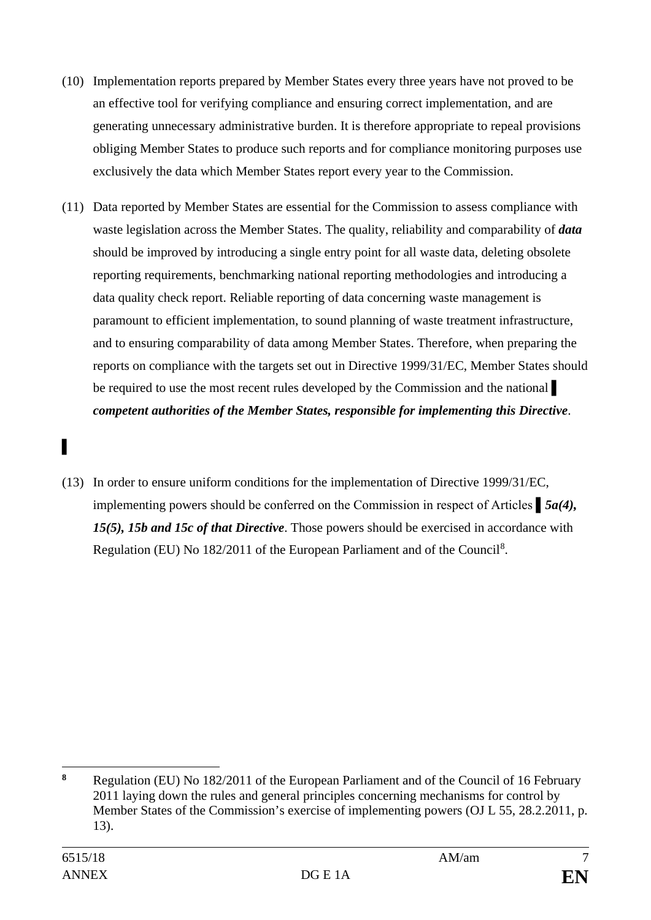(10) Implementation reports prepared by Member States every three years have not proved to be an effective tool for verifying compliance and ensuring correct implementation, and are generating unnecessary administrative burden. It is therefore appropriate to repeal provisions obliging Member States to produce such reports and for compliance monitoring purposes use exclusively the data which Member States report every year to the Commission.

(11) Data reported by Member States are essential for the Commission to assess compliance with waste legislation across the Member States. The quality, reliability and comparability of ***data*** should be improved by introducing a single entry point for all waste data, deleting obsolete reporting requirements, benchmarking national reporting methodologies and introducing a data quality check report. Reliable reporting of data concerning waste management is paramount to efficient implementation, to sound planning of waste treatment infrastructure, and to ensuring comparability of data among Member States. Therefore, when preparing the reports on compliance with the targets set out in Directive 1999/31/EC, Member States should be required to use the most recent rules developed by the Commission and the national ▌ ***competent authorities of the Member States, responsible for implementing this Directive***.

▌

(13) In order to ensure uniform conditions for the implementation of Directive 1999/31/EC, implementing powers should be conferred on the Commission in respect of Articles ▌ ***5a(4), 15(5), 15b and 15c of that Directive***. Those powers should be exercised in accordance with Regulation (EU) No 182/2011 of the European Parliament and of the Council[8].

---

[8] Regulation (EU) No 182/2011 of the European Parliament and of the Council of 16 February 2011 laying down the rules and general principles concerning mechanisms for control by Member States of the Commission's exercise of implementing powers (OJ L 55, 28.2.2011, p. 13).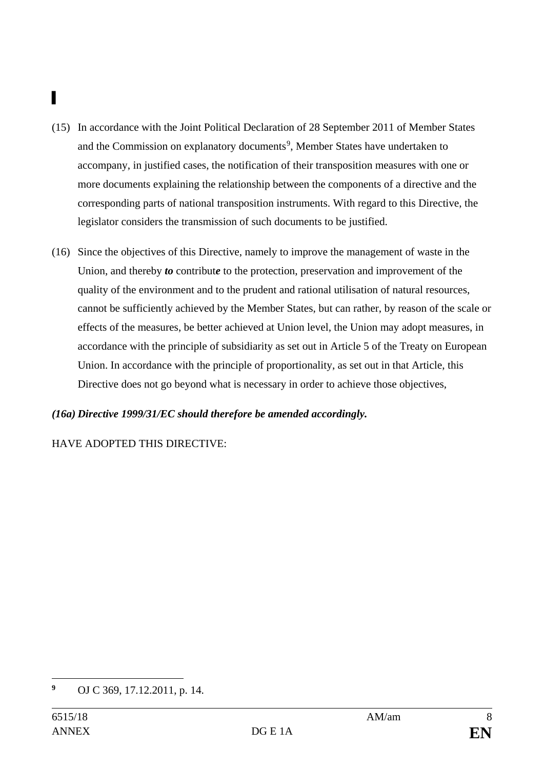▌

(15) In accordance with the Joint Political Declaration of 28 September 2011 of Member States and the Commission on explanatory documents[9], Member States have undertaken to accompany, in justified cases, the notification of their transposition measures with one or more documents explaining the relationship between the components of a directive and the corresponding parts of national transposition instruments. With regard to this Directive, the legislator considers the transmission of such documents to be justified.

(16) Since the objectives of this Directive, namely to improve the management of waste in the Union, and thereby ***to*** contribut***e*** to the protection, preservation and improvement of the quality of the environment and to the prudent and rational utilisation of natural resources, cannot be sufficiently achieved by the Member States, but can rather, by reason of the scale or effects of the measures, be better achieved at Union level, the Union may adopt measures, in accordance with the principle of subsidiarity as set out in Article 5 of the Treaty on European Union. In accordance with the principle of proportionality, as set out in that Article, this Directive does not go beyond what is necessary in order to achieve those objectives,

***(16a) Directive 1999/31/EC should therefore be amended accordingly.***

HAVE ADOPTED THIS DIRECTIVE:

[9] OJ C 369, 17.12.2011, p. 14.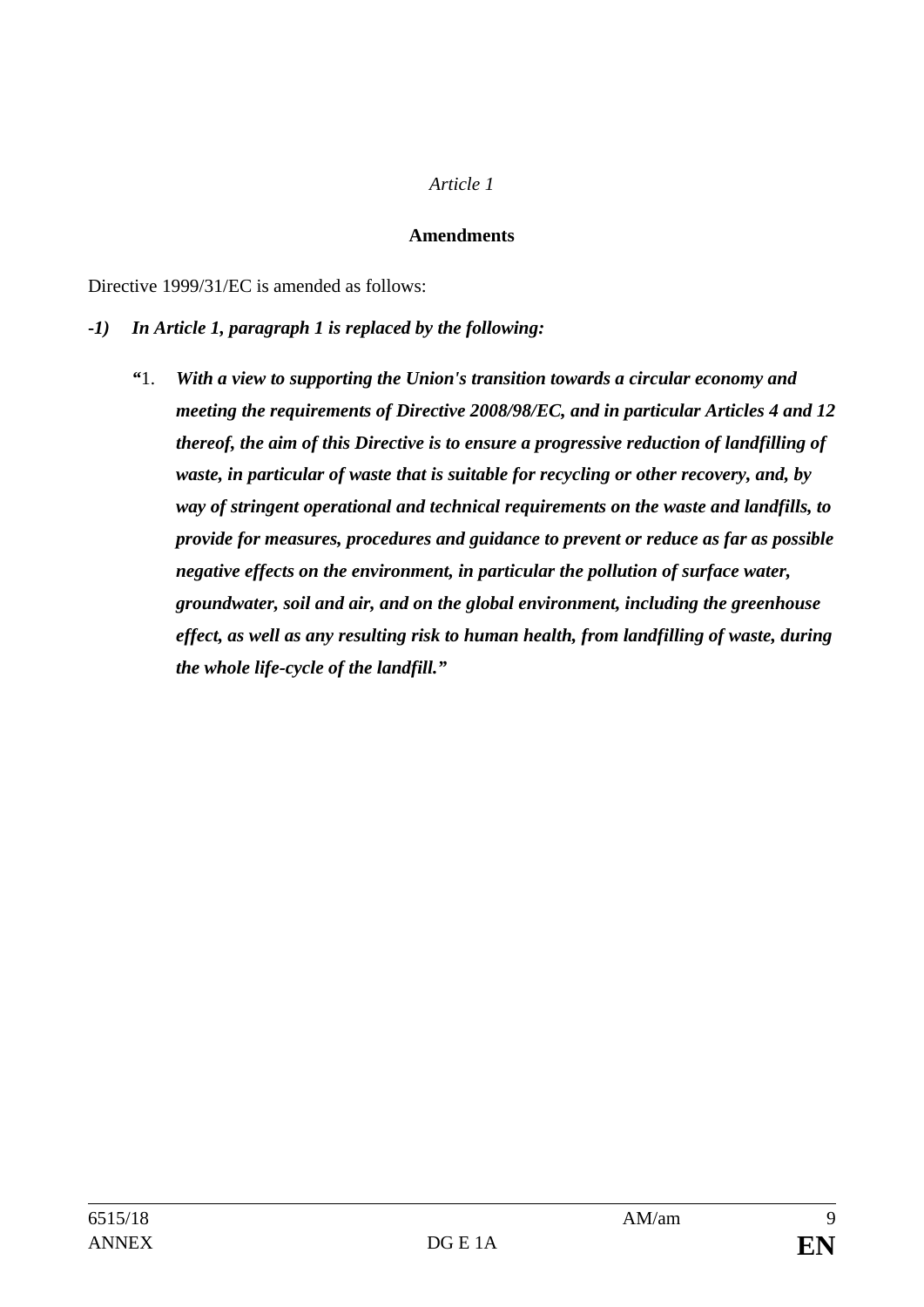*Article 1*

**Amendments**

Directive 1999/31/EC is amended as follows:

***-1) In Article 1, paragraph 1 is replaced by the following:***

**"**1. ***With a view to supporting the Union's transition towards a circular economy and meeting the requirements of Directive 2008/98/EC, and in particular Articles 4 and 12 thereof, the aim of this Directive is to ensure a progressive reduction of landfilling of waste, in particular of waste that is suitable for recycling or other recovery, and, by way of stringent operational and technical requirements on the waste and landfills, to provide for measures, procedures and guidance to prevent or reduce as far as possible negative effects on the environment, in particular the pollution of surface water, groundwater, soil and air, and on the global environment, including the greenhouse effect, as well as any resulting risk to human health, from landfilling of waste, during the whole life-cycle of the landfill."***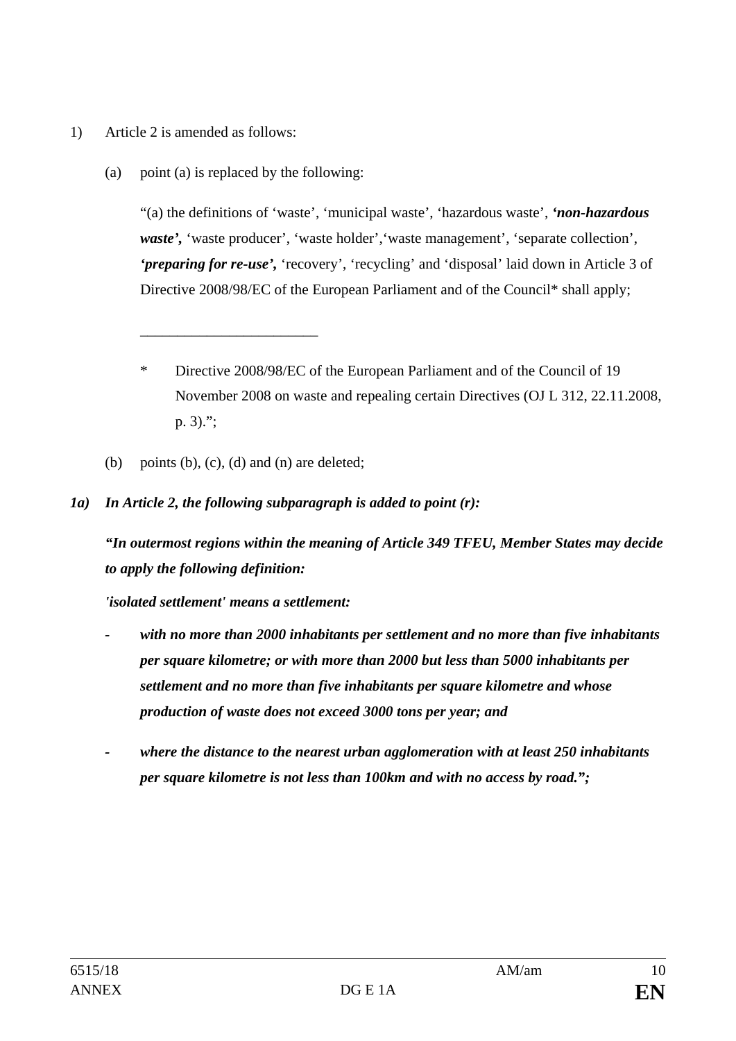1) Article 2 is amended as follows:

(a) point (a) is replaced by the following:

"(a) the definitions of 'waste', 'municipal waste', 'hazardous waste', ***'non-hazardous waste',*** 'waste producer', 'waste holder','waste management', 'separate collection', ***'preparing for re-use',*** 'recovery', 'recycling' and 'disposal' laid down in Article 3 of Directive 2008/98/EC of the European Parliament and of the Council* shall apply;

________________________

\* Directive 2008/98/EC of the European Parliament and of the Council of 19 November 2008 on waste and repealing certain Directives (OJ L 312, 22.11.2008, p. 3).";

(b) points (b), (c), (d) and (n) are deleted;

***1a) In Article 2, the following subparagraph is added to point (r):***

***"In outermost regions within the meaning of Article 349 TFEU, Member States may decide to apply the following definition:***

***'isolated settlement' means a settlement:***

- ***with no more than 2000 inhabitants per settlement and no more than five inhabitants per square kilometre; or with more than 2000 but less than 5000 inhabitants per settlement and no more than five inhabitants per square kilometre and whose production of waste does not exceed 3000 tons per year; and***

- ***where the distance to the nearest urban agglomeration with at least 250 inhabitants per square kilometre is not less than 100km and with no access by road.";***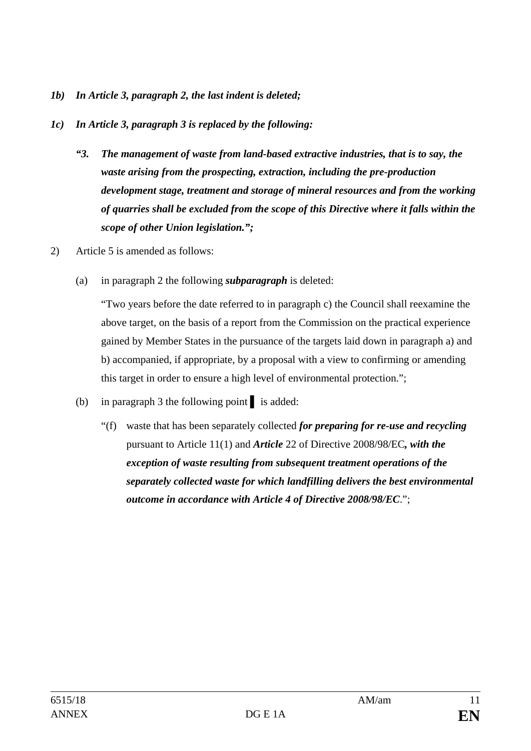***1b) In Article 3, paragraph 2, the last indent is deleted;***

***1c) In Article 3, paragraph 3 is replaced by the following:***

> ***"3. The management of waste from land-based extractive industries, that is to say, the waste arising from the prospecting, extraction, including the pre-production development stage, treatment and storage of mineral resources and from the working of quarries shall be excluded from the scope of this Directive where it falls within the scope of other Union legislation.";***

2) Article 5 is amended as follows:

(a) in paragraph 2 the following ***subparagraph*** is deleted:

"Two years before the date referred to in paragraph c) the Council shall reexamine the above target, on the basis of a report from the Commission on the practical experience gained by Member States in the pursuance of the targets laid down in paragraph a) and b) accompanied, if appropriate, by a proposal with a view to confirming or amending this target in order to ensure a high level of environmental protection.";

(b) in paragraph 3 the following point ▌ is added:

"(f) waste that has been separately collected ***for preparing for re-use and recycling*** pursuant to Article 11(1) and ***Article*** 22 of Directive 2008/98/EC***, with the exception of waste resulting from subsequent treatment operations of the separately collected waste for which landfilling delivers the best environmental outcome in accordance with Article 4 of Directive 2008/98/EC***.";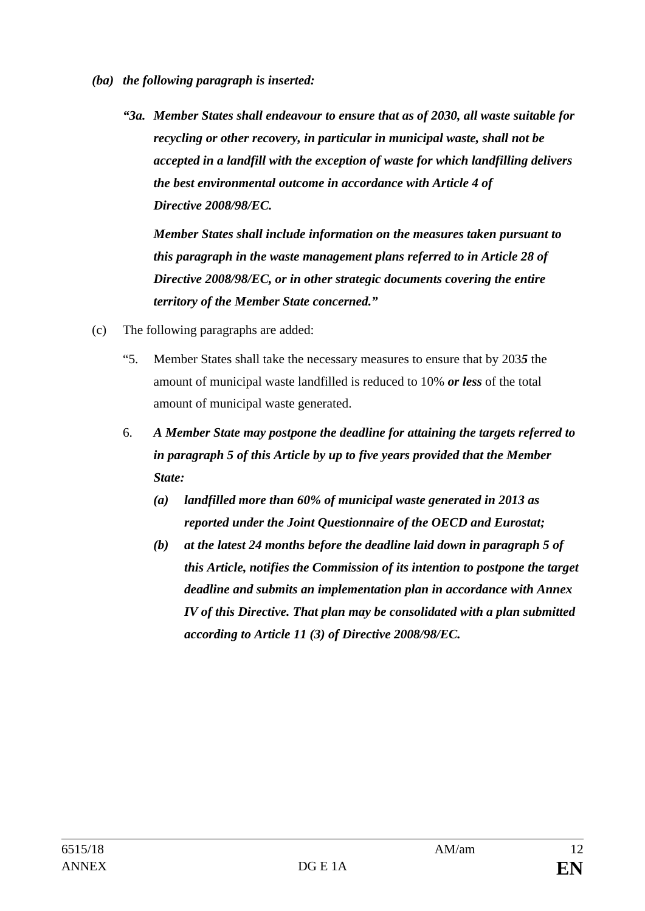***(ba) the following paragraph is inserted:***

***"3a. Member States shall endeavour to ensure that as of 2030, all waste suitable for recycling or other recovery, in particular in municipal waste, shall not be accepted in a landfill with the exception of waste for which landfilling delivers the best environmental outcome in accordance with Article 4 of Directive 2008/98/EC.***

***Member States shall include information on the measures taken pursuant to this paragraph in the waste management plans referred to in Article 28 of Directive 2008/98/EC, or in other strategic documents covering the entire territory of the Member State concerned."***

(c) The following paragraphs are added:

"5. Member States shall take the necessary measures to ensure that by 203***5*** the amount of municipal waste landfilled is reduced to 10% ***or less*** of the total amount of municipal waste generated.

6. ***A Member State may postpone the deadline for attaining the targets referred to in paragraph 5 of this Article by up to five years provided that the Member State:***

***(a) landfilled more than 60% of municipal waste generated in 2013 as reported under the Joint Questionnaire of the OECD and Eurostat;***

***(b) at the latest 24 months before the deadline laid down in paragraph 5 of this Article, notifies the Commission of its intention to postpone the target deadline and submits an implementation plan in accordance with Annex IV of this Directive. That plan may be consolidated with a plan submitted according to Article 11 (3) of Directive 2008/98/EC.***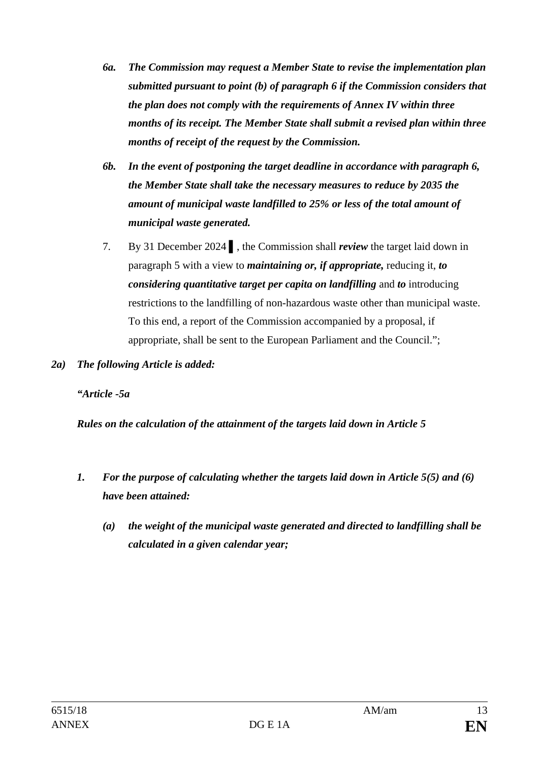*6a. The Commission may request a Member State to revise the implementation plan submitted pursuant to point (b) of paragraph 6 if the Commission considers that the plan does not comply with the requirements of Annex IV within three months of its receipt. The Member State shall submit a revised plan within three months of receipt of the request by the Commission.*

*6b. In the event of postponing the target deadline in accordance with paragraph 6, the Member State shall take the necessary measures to reduce by 2035 the amount of municipal waste landfilled to 25% or less of the total amount of municipal waste generated.*

7. By 31 December 2024 ▌, the Commission shall ***review*** the target laid down in paragraph 5 with a view to ***maintaining or, if appropriate,*** reducing it, ***to considering quantitative target per capita on landfilling*** and ***to*** introducing restrictions to the landfilling of non-hazardous waste other than municipal waste. To this end, a report of the Commission accompanied by a proposal, if appropriate, shall be sent to the European Parliament and the Council.";

***2a) The following Article is added:***

***"Article -5a***

***Rules on the calculation of the attainment of the targets laid down in Article 5***

***1. For the purpose of calculating whether the targets laid down in Article 5(5) and (6) have been attained:***

***(a) the weight of the municipal waste generated and directed to landfilling shall be calculated in a given calendar year;***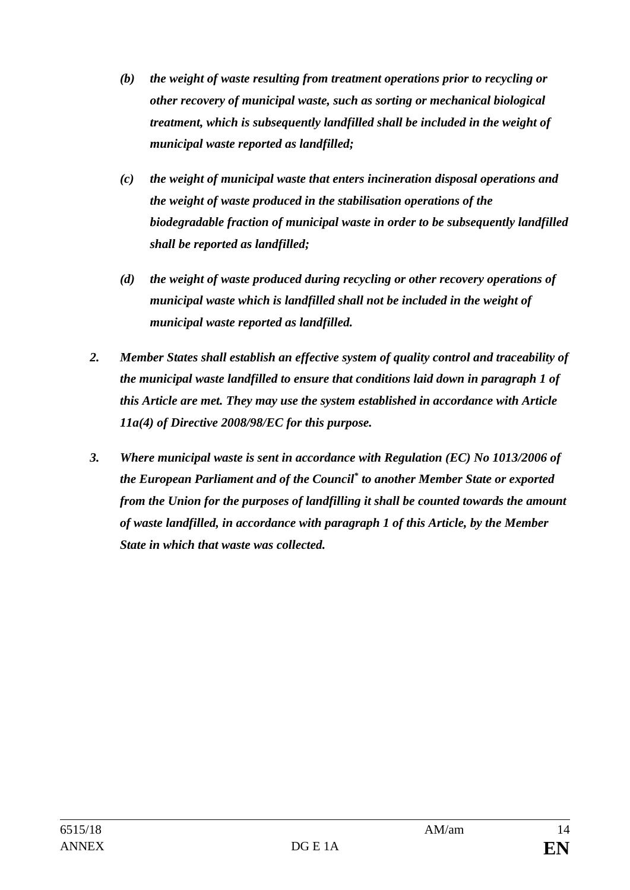*(b) the weight of waste resulting from treatment operations prior to recycling or other recovery of municipal waste, such as sorting or mechanical biological treatment, which is subsequently landfilled shall be included in the weight of municipal waste reported as landfilled;*

*(c) the weight of municipal waste that enters incineration disposal operations and the weight of waste produced in the stabilisation operations of the biodegradable fraction of municipal waste in order to be subsequently landfilled shall be reported as landfilled;*

*(d) the weight of waste produced during recycling or other recovery operations of municipal waste which is landfilled shall not be included in the weight of municipal waste reported as landfilled.*

*2. Member States shall establish an effective system of quality control and traceability of the municipal waste landfilled to ensure that conditions laid down in paragraph 1 of this Article are met. They may use the system established in accordance with Article 11a(4) of Directive 2008/98/EC for this purpose.*

*3. Where municipal waste is sent in accordance with Regulation (EC) No 1013/2006 of the European Parliament and of the Council[*] to another Member State or exported from the Union for the purposes of landfilling it shall be counted towards the amount of waste landfilled, in accordance with paragraph 1 of this Article, by the Member State in which that waste was collected.*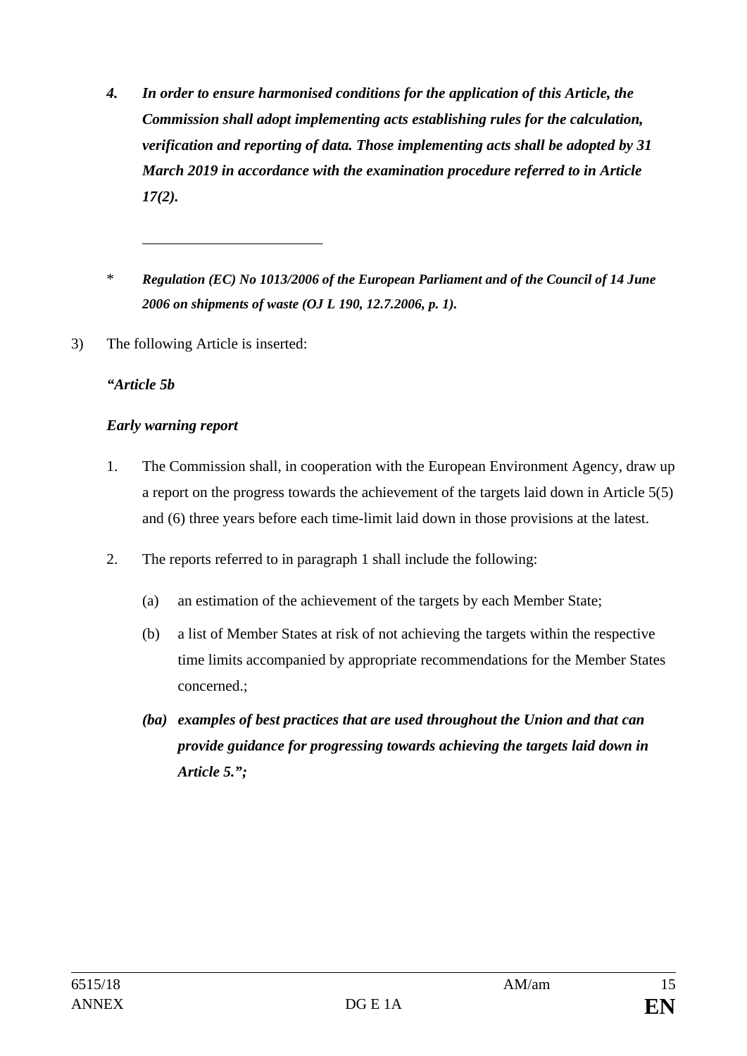***4. In order to ensure harmonised conditions for the application of this Article, the Commission shall adopt implementing acts establishing rules for the calculation, verification and reporting of data. Those implementing acts shall be adopted by 31 March 2019 in accordance with the examination procedure referred to in Article 17(2).***

\_\_\_\_\_\_\_\_\_\_\_\_\_\_\_\_\_\_\_\_\_\_\_\_\_\_

\* ***Regulation (EC) No 1013/2006 of the European Parliament and of the Council of 14 June 2006 on shipments of waste (OJ L 190, 12.7.2006, p. 1).***

3) The following Article is inserted:

***"Article 5b***

***Early warning report***

1. The Commission shall, in cooperation with the European Environment Agency, draw up a report on the progress towards the achievement of the targets laid down in Article 5(5) and (6) three years before each time-limit laid down in those provisions at the latest.

2. The reports referred to in paragraph 1 shall include the following:

   (a) an estimation of the achievement of the targets by each Member State;

   (b) a list of Member States at risk of not achieving the targets within the respective time limits accompanied by appropriate recommendations for the Member States concerned.;

   ***(ba) examples of best practices that are used throughout the Union and that can provide guidance for progressing towards achieving the targets laid down in Article 5.";***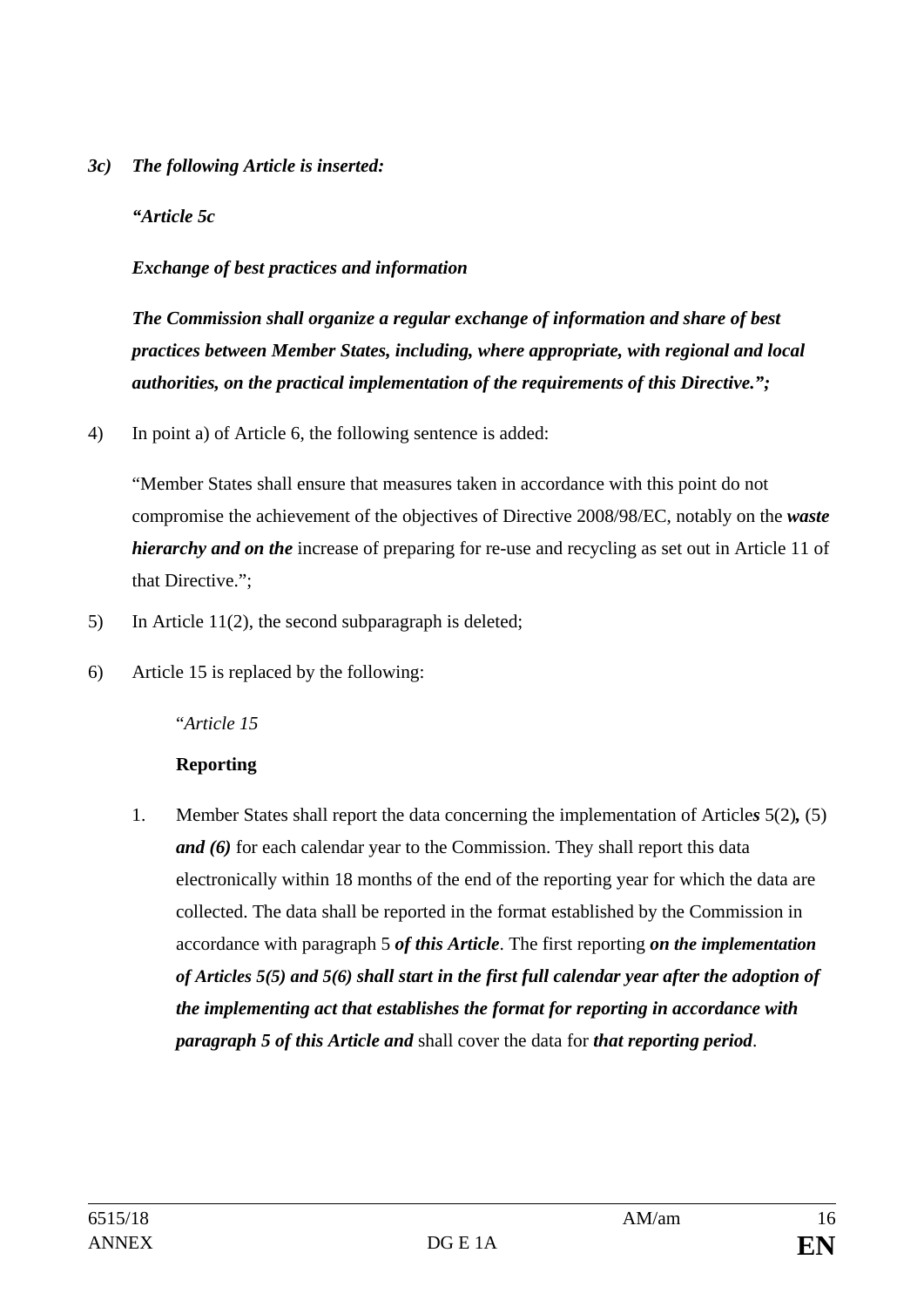***3c) The following Article is inserted:***

***"Article 5c***

***Exchange of best practices and information***

***The Commission shall organize a regular exchange of information and share of best practices between Member States, including, where appropriate, with regional and local authorities, on the practical implementation of the requirements of this Directive.";***

4) In point a) of Article 6, the following sentence is added:

"Member States shall ensure that measures taken in accordance with this point do not compromise the achievement of the objectives of Directive 2008/98/EC, notably on the ***waste hierarchy and on the*** increase of preparing for re-use and recycling as set out in Article 11 of that Directive.";

5) In Article 11(2), the second subparagraph is deleted;

6) Article 15 is replaced by the following:

"*Article 15*

**Reporting**

1. Member States shall report the data concerning the implementation of Article***s*** 5(2)***,*** (5) ***and (6)*** for each calendar year to the Commission. They shall report this data electronically within 18 months of the end of the reporting year for which the data are collected. The data shall be reported in the format established by the Commission in accordance with paragraph 5 ***of this Article***. The first reporting ***on the implementation of Articles 5(5) and 5(6) shall start in the first full calendar year after the adoption of the implementing act that establishes the format for reporting in accordance with paragraph 5 of this Article and*** shall cover the data for ***that reporting period***.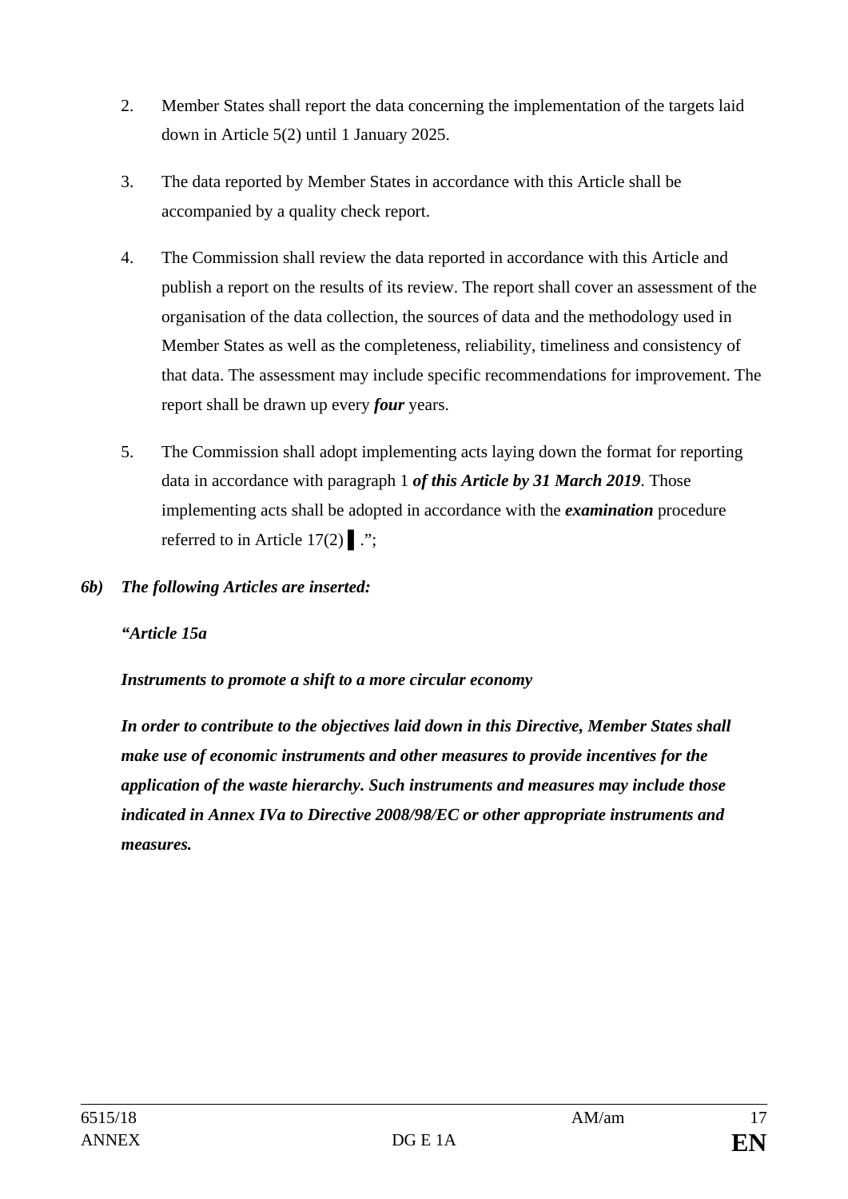2. Member States shall report the data concerning the implementation of the targets laid down in Article 5(2) until 1 January 2025.

3. The data reported by Member States in accordance with this Article shall be accompanied by a quality check report.

4. The Commission shall review the data reported in accordance with this Article and publish a report on the results of its review. The report shall cover an assessment of the organisation of the data collection, the sources of data and the methodology used in Member States as well as the completeness, reliability, timeliness and consistency of that data. The assessment may include specific recommendations for improvement. The report shall be drawn up every ***four*** years.

5. The Commission shall adopt implementing acts laying down the format for reporting data in accordance with paragraph 1 ***of this Article by 31 March 2019***. Those implementing acts shall be adopted in accordance with the ***examination*** procedure referred to in Article 17(2) ▌.";

***6b) The following Articles are inserted:***

***"Article 15a***

***Instruments to promote a shift to a more circular economy***

***In order to contribute to the objectives laid down in this Directive, Member States shall make use of economic instruments and other measures to provide incentives for the application of the waste hierarchy. Such instruments and measures may include those indicated in Annex IVa to Directive 2008/98/EC or other appropriate instruments and measures.***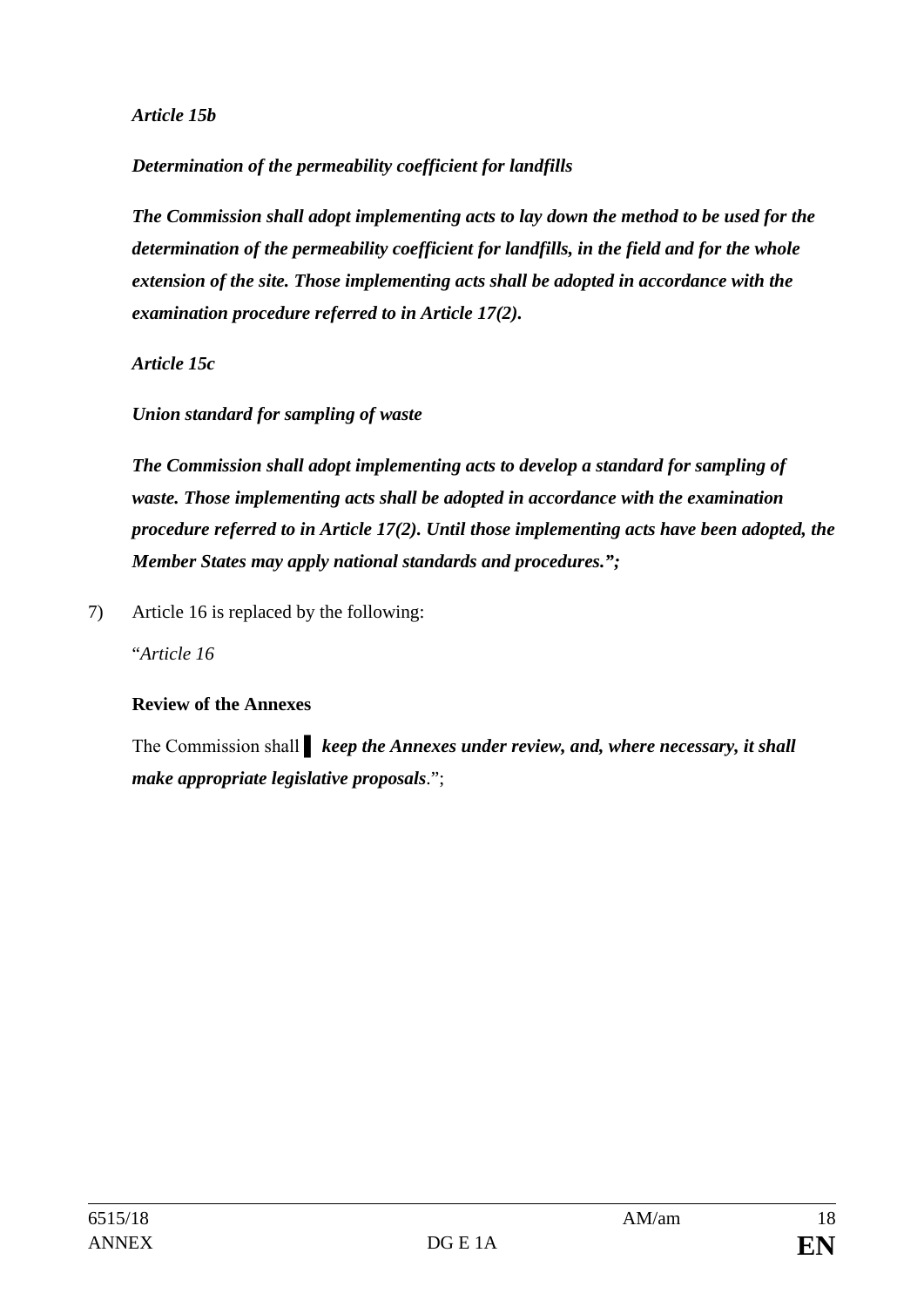***Article 15b***

***Determination of the permeability coefficient for landfills***

***The Commission shall adopt implementing acts to lay down the method to be used for the determination of the permeability coefficient for landfills, in the field and for the whole extension of the site. Those implementing acts shall be adopted in accordance with the examination procedure referred to in Article 17(2).***

***Article 15c***

***Union standard for sampling of waste***

***The Commission shall adopt implementing acts to develop a standard for sampling of waste. Those implementing acts shall be adopted in accordance with the examination procedure referred to in Article 17(2). Until those implementing acts have been adopted, the Member States may apply national standards and procedures.";***

7) Article 16 is replaced by the following:

"*Article 16*

**Review of the Annexes**

The Commission shall ▌ ***keep the Annexes under review, and, where necessary, it shall make appropriate legislative proposals***.";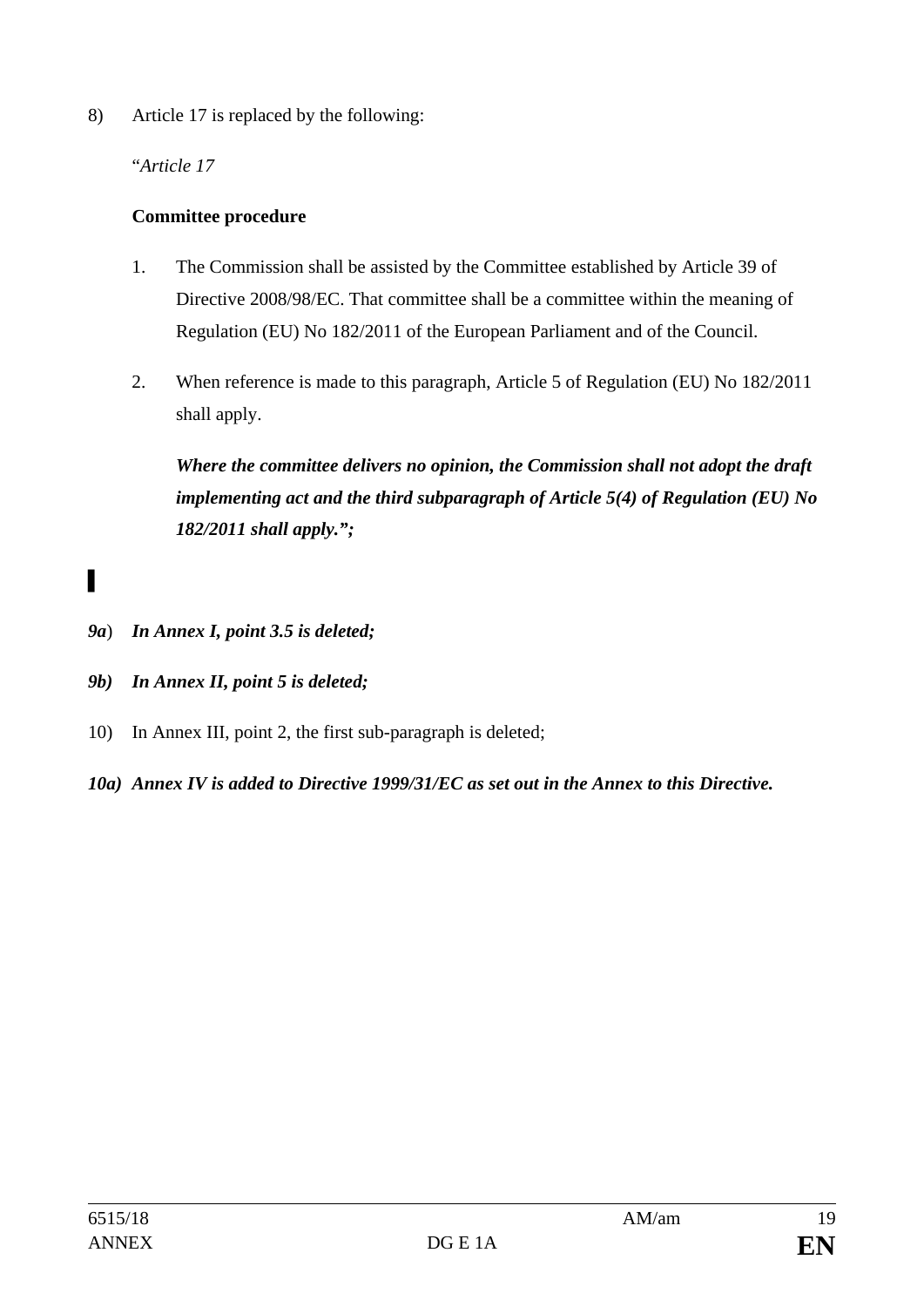8) Article 17 is replaced by the following:

"*Article 17*

**Committee procedure**

1. The Commission shall be assisted by the Committee established by Article 39 of Directive 2008/98/EC. That committee shall be a committee within the meaning of Regulation (EU) No 182/2011 of the European Parliament and of the Council.

2. When reference is made to this paragraph, Article 5 of Regulation (EU) No 182/2011 shall apply.

   ***Where the committee delivers no opinion, the Commission shall not adopt the draft implementing act and the third subparagraph of Article 5(4) of Regulation (EU) No 182/2011 shall apply.";***

▌

***9a***) ***In Annex I, point 3.5 is deleted;***

***9b) In Annex II, point 5 is deleted;***

10) In Annex III, point 2, the first sub-paragraph is deleted;

***10a) Annex IV is added to Directive 1999/31/EC as set out in the Annex to this Directive.***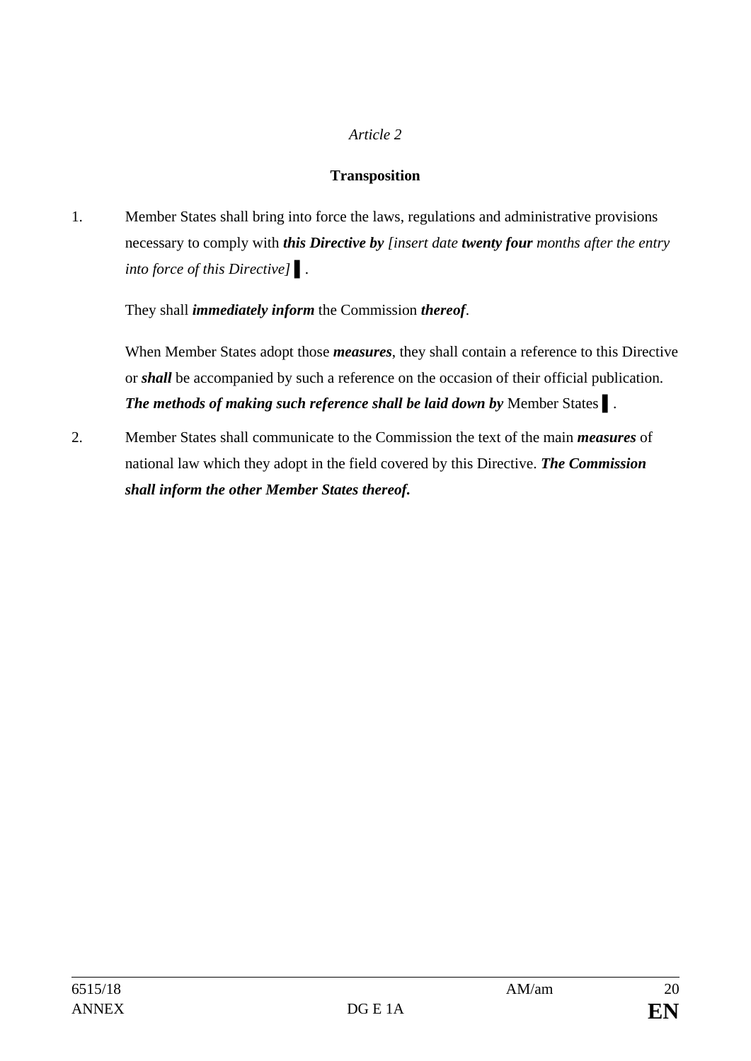*Article 2*

**Transposition**

1. Member States shall bring into force the laws, regulations and administrative provisions necessary to comply with ***this Directive by*** *[insert date* ***twenty four*** *months after the entry into force of this Directive]* ▌.

   They shall ***immediately inform*** the Commission ***thereof***.

   When Member States adopt those ***measures***, they shall contain a reference to this Directive or ***shall*** be accompanied by such a reference on the occasion of their official publication. ***The methods of making such reference shall be laid down by*** Member States ▌.

2. Member States shall communicate to the Commission the text of the main ***measures*** of national law which they adopt in the field covered by this Directive. ***The Commission shall inform the other Member States thereof.***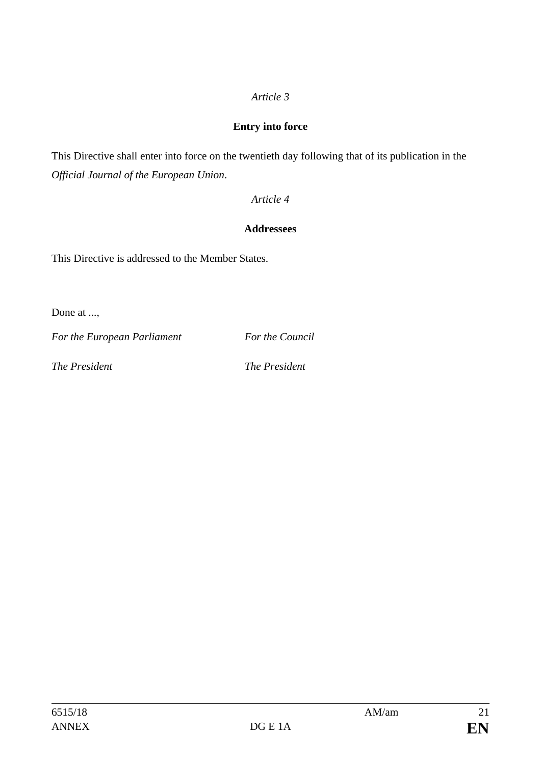*Article 3*

**Entry into force**

This Directive shall enter into force on the twentieth day following that of its publication in the *Official Journal of the European Union*.

*Article 4*

**Addressees**

This Directive is addressed to the Member States.

Done at ...,

*For the European Parliament* *For the Council*

*The President* *The President*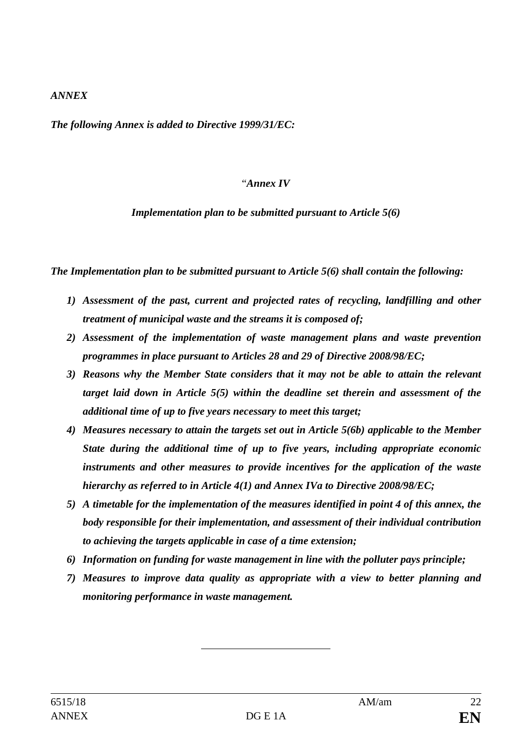*ANNEX*

***The following Annex is added to Directive 1999/31/EC:***

*"**Annex IV***

***Implementation plan to be submitted pursuant to Article 5(6)***

***The Implementation plan to be submitted pursuant to Article 5(6) shall contain the following:***

1) ***Assessment of the past, current and projected rates of recycling, landfilling and other treatment of municipal waste and the streams it is composed of;***
2) ***Assessment of the implementation of waste management plans and waste prevention programmes in place pursuant to Articles 28 and 29 of Directive 2008/98/EC;***
3) ***Reasons why the Member State considers that it may not be able to attain the relevant target laid down in Article 5(5) within the deadline set therein and assessment of the additional time of up to five years necessary to meet this target;***
4) ***Measures necessary to attain the targets set out in Article 5(6b) applicable to the Member State during the additional time of up to five years, including appropriate economic instruments and other measures to provide incentives for the application of the waste hierarchy as referred to in Article 4(1) and Annex IVa to Directive 2008/98/EC;***
5) ***A timetable for the implementation of the measures identified in point 4 of this annex, the body responsible for their implementation, and assessment of their individual contribution to achieving the targets applicable in case of a time extension;***
6) ***Information on funding for waste management in line with the polluter pays principle;***
7) ***Measures to improve data quality as appropriate with a view to better planning and monitoring performance in waste management.***